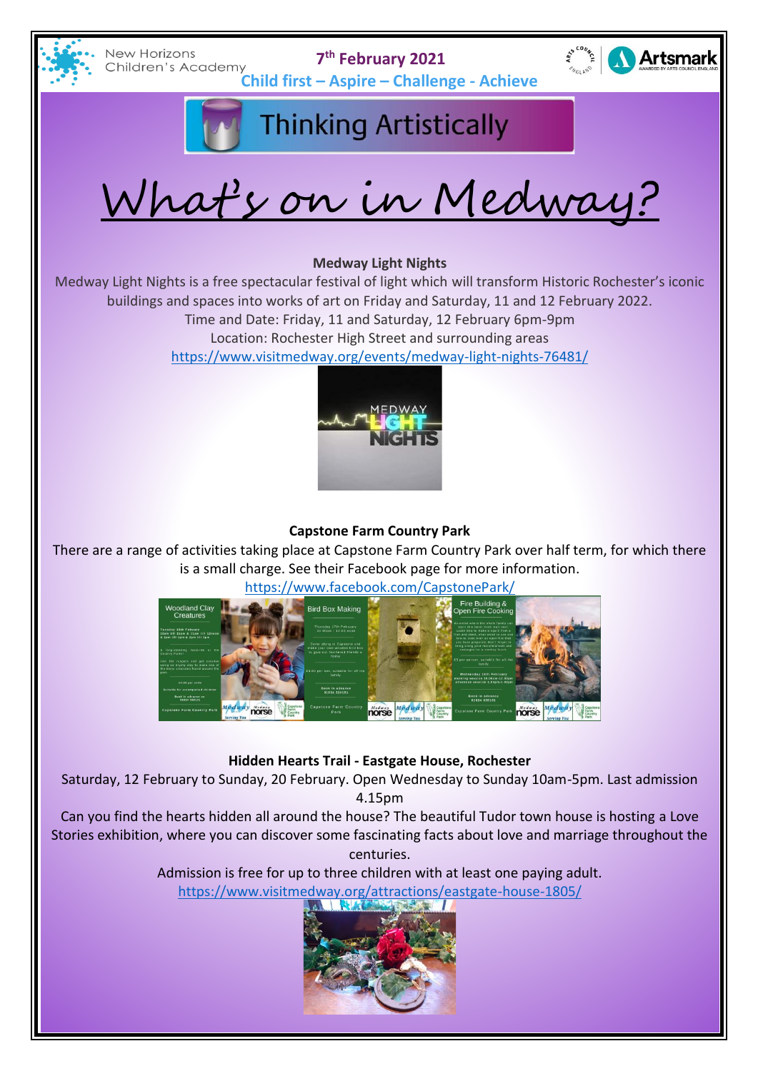New Horizons Children's Academy

7th February 2021

Child first – Aspire – Challenge - Achieve

Thinking Artistically

# What's on in Medway?

**Medway Light Nights**

Medway Light Nights is a free spectacular festival of light which will transform Historic Rochester's iconic buildings and spaces into works of art on Friday and Saturday, 11 and 12 February 2022.

Time and Date: Friday, 11 and Saturday, 12 February 6pm-9pm

Location: Rochester High Street and surrounding areas

https://www.visitmedway.org/events/medway-light-nights-76481/

**Capstone Farm Country Park**

There are a range of activities taking place at Capstone Farm Country Park over half term, for which there is a small charge. See their Facebook page for more information.

https://www.facebook.com/CapstonePark/

**Hidden Hearts Trail - Eastgate House, Rochester**

Saturday, 12 February to Sunday, 20 February. Open Wednesday to Sunday 10am-5pm. Last admission 4.15pm

Can you find the hearts hidden all around the house? The beautiful Tudor town house is hosting a Love Stories exhibition, where you can discover some fascinating facts about love and marriage throughout the centuries.

Admission is free for up to three children with at least one paying adult.

https://www.visitmedway.org/attractions/eastgate-house-1805/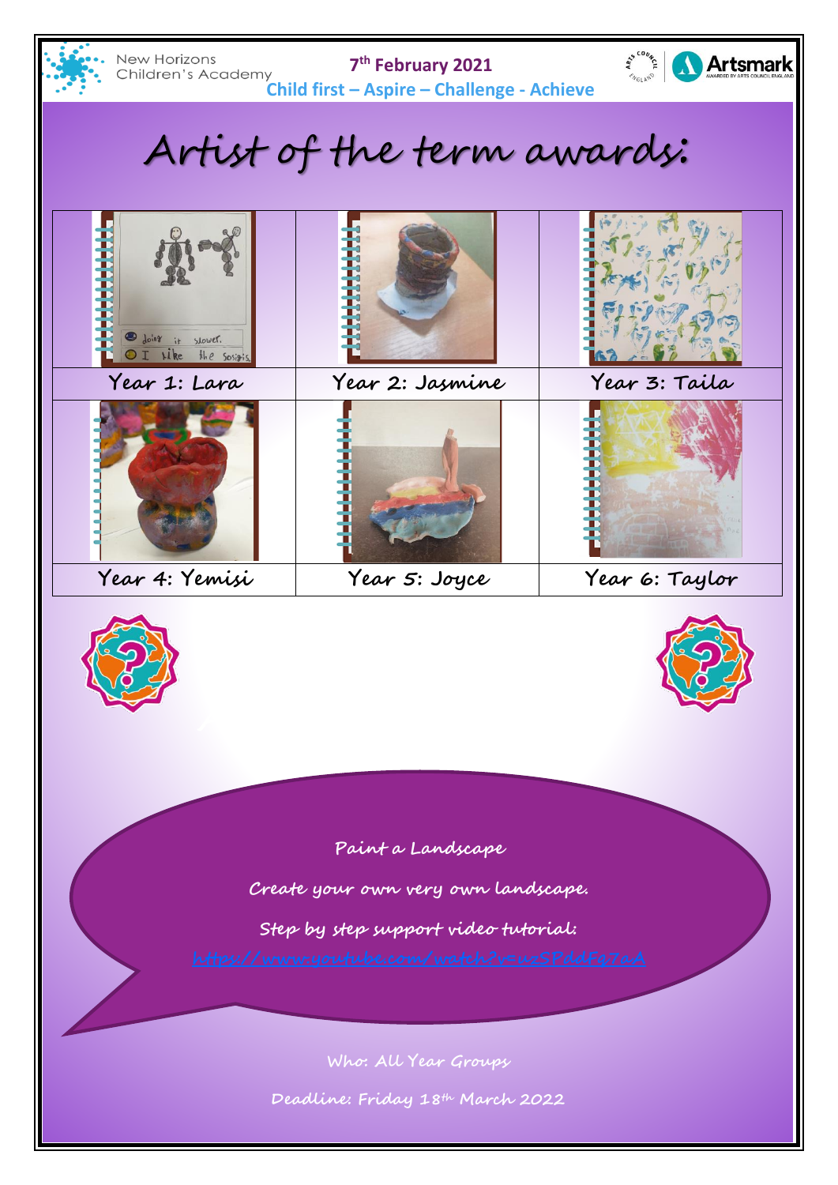New Horizons Children's Academy

**7th February 2021**

**Child first – Aspire – Challenge - Achieve**

# Artist of the term awards:

| | | |
|---|---|---|
| Year 1: Lara | Year 2: Jasmine | Year 3: Taila |
| Year 4: Yemisi | Year 5: Joyce | Year 6: Taylor |

**Paint a Landscape**

**Create your own very own landscape.**

**Step by step support video tutorial:**

https://www.youtube.com/watch?v=uzSPddFg7aA

**Who: All Year Groups**

**Deadline: Friday 18th March 2022**